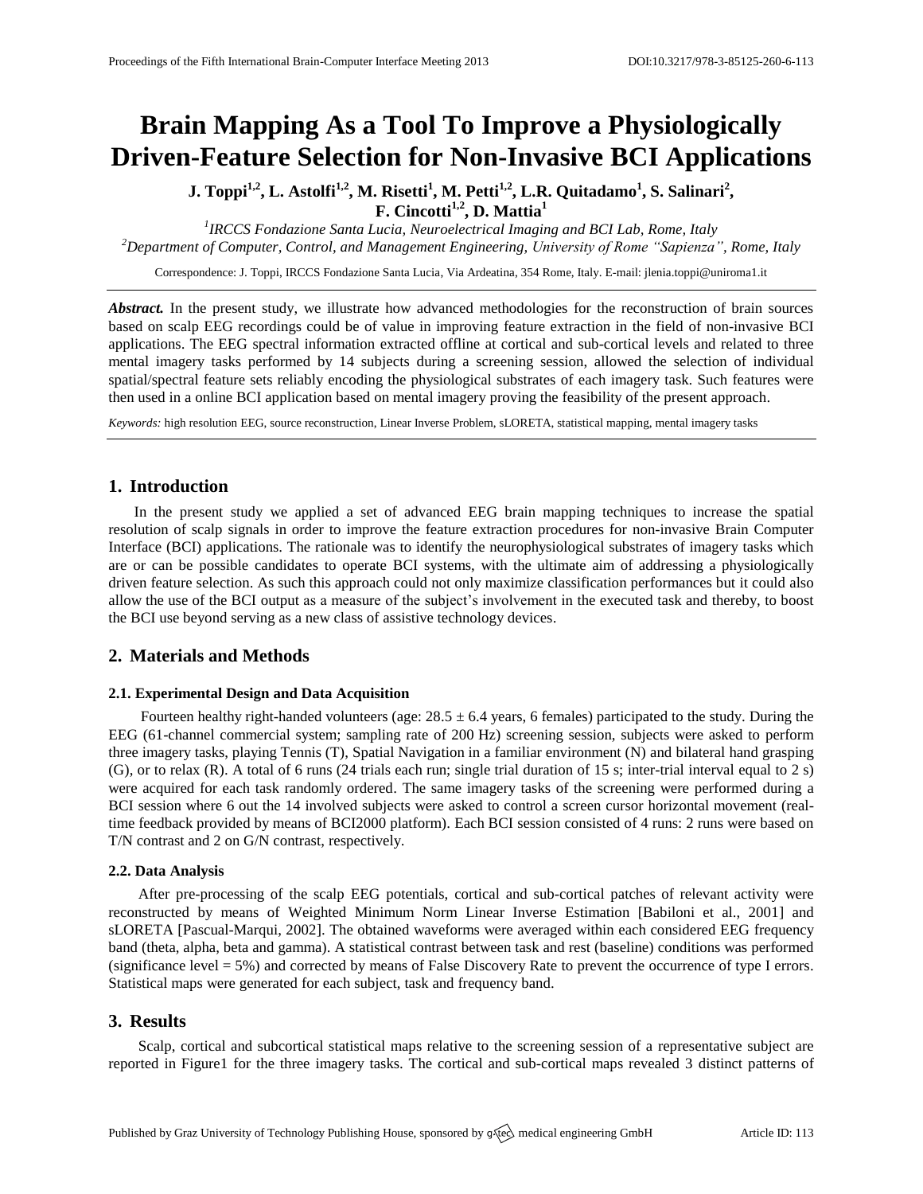# Brain Mapping As a Tool To Improve a Physiologically Driven-Feature Selection for Non-Invasive BCI Applications

**J. Toppi[1,2], L. Astolfi[1,2], M. Risetti[1], M. Petti[1,2], L.R. Quitadamo[1], S. Salinari[2], F. Cincotti[1,2], D. Mattia[1]**

[1]*IRCCS Fondazione Santa Lucia, Neuroelectrical Imaging and BCI Lab, Rome, Italy*

[2]*Department of Computer, Control, and Management Engineering, University of Rome "Sapienza", Rome, Italy*

Correspondence: J. Toppi, IRCCS Fondazione Santa Lucia, Via Ardeatina, 354 Rome, Italy. E-mail: jlenia.toppi@uniroma1.it

***Abstract.*** In the present study, we illustrate how advanced methodologies for the reconstruction of brain sources based on scalp EEG recordings could be of value in improving feature extraction in the field of non-invasive BCI applications. The EEG spectral information extracted offline at cortical and sub-cortical levels and related to three mental imagery tasks performed by 14 subjects during a screening session, allowed the selection of individual spatial/spectral feature sets reliably encoding the physiological substrates of each imagery task. Such features were then used in a online BCI application based on mental imagery proving the feasibility of the present approach.

*Keywords:* high resolution EEG, source reconstruction, Linear Inverse Problem, sLORETA, statistical mapping, mental imagery tasks

## 1. Introduction

In the present study we applied a set of advanced EEG brain mapping techniques to increase the spatial resolution of scalp signals in order to improve the feature extraction procedures for non-invasive Brain Computer Interface (BCI) applications. The rationale was to identify the neurophysiological substrates of imagery tasks which are or can be possible candidates to operate BCI systems, with the ultimate aim of addressing a physiologically driven feature selection. As such this approach could not only maximize classification performances but it could also allow the use of the BCI output as a measure of the subject's involvement in the executed task and thereby, to boost the BCI use beyond serving as a new class of assistive technology devices.

## 2. Materials and Methods

### 2.1. Experimental Design and Data Acquisition

Fourteen healthy right-handed volunteers (age: $28.5 \pm 6.4$ years, 6 females) participated to the study. During the EEG (61-channel commercial system; sampling rate of 200 Hz) screening session, subjects were asked to perform three imagery tasks, playing Tennis (T), Spatial Navigation in a familiar environment (N) and bilateral hand grasping (G), or to relax (R). A total of 6 runs (24 trials each run; single trial duration of 15 s; inter-trial interval equal to 2 s) were acquired for each task randomly ordered. The same imagery tasks of the screening were performed during a BCI session where 6 out the 14 involved subjects were asked to control a screen cursor horizontal movement (real-time feedback provided by means of BCI2000 platform). Each BCI session consisted of 4 runs: 2 runs were based on T/N contrast and 2 on G/N contrast, respectively.

### 2.2. Data Analysis

After pre-processing of the scalp EEG potentials, cortical and sub-cortical patches of relevant activity were reconstructed by means of Weighted Minimum Norm Linear Inverse Estimation [Babiloni et al., 2001] and sLORETA [Pascual-Marqui, 2002]. The obtained waveforms were averaged within each considered EEG frequency band (theta, alpha, beta and gamma). A statistical contrast between task and rest (baseline) conditions was performed (significance level = 5%) and corrected by means of False Discovery Rate to prevent the occurrence of type I errors. Statistical maps were generated for each subject, task and frequency band.

## 3. Results

Scalp, cortical and subcortical statistical maps relative to the screening session of a representative subject are reported in Figure1 for the three imagery tasks. The cortical and sub-cortical maps revealed 3 distinct patterns of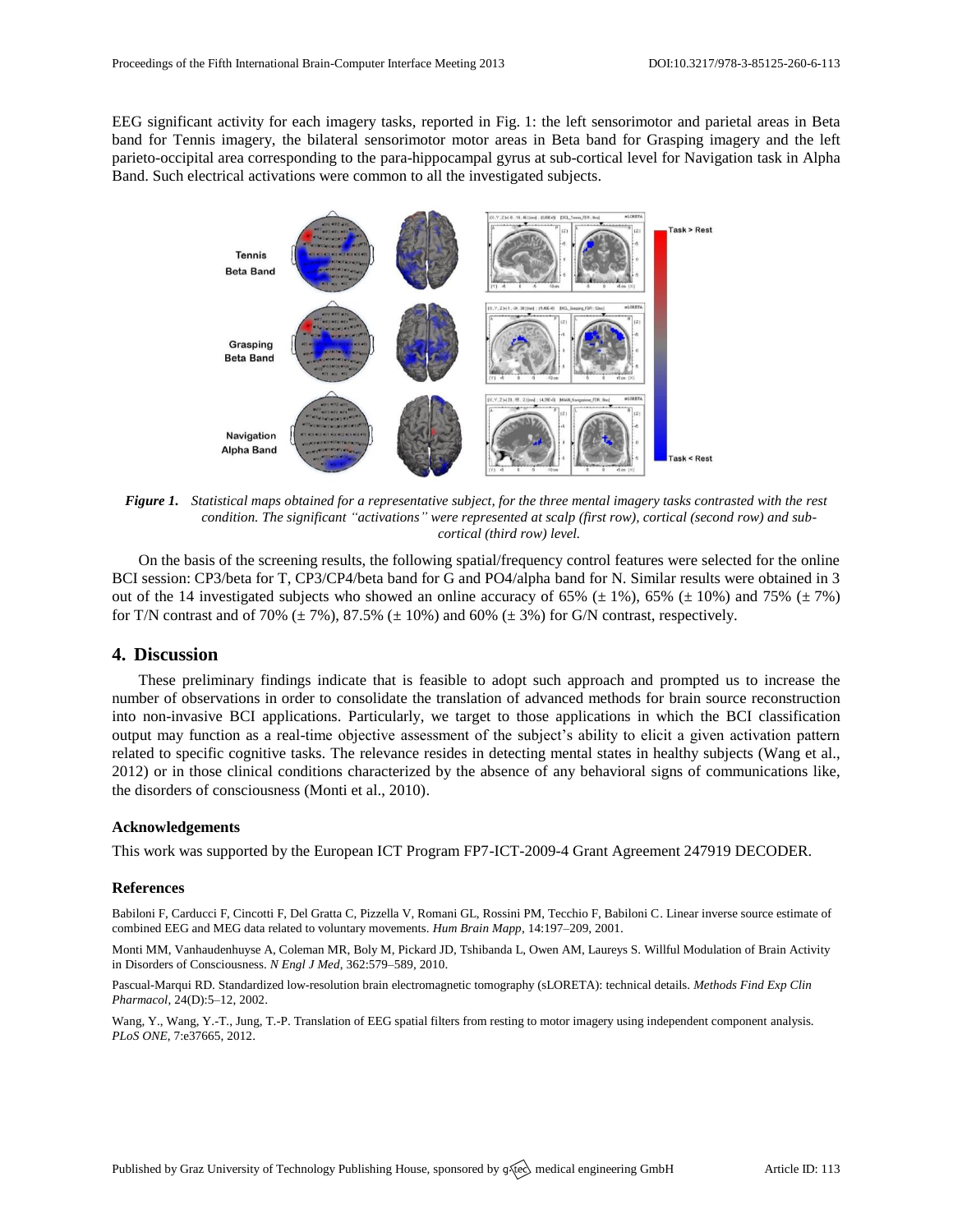EEG significant activity for each imagery tasks, reported in Fig. 1: the left sensorimotor and parietal areas in Beta band for Tennis imagery, the bilateral sensorimotor motor areas in Beta band for Grasping imagery and the left parieto-occipital area corresponding to the para-hippocampal gyrus at sub-cortical level for Navigation task in Alpha Band. Such electrical activations were common to all the investigated subjects.

Tennis Beta Band

Grasping Beta Band

Navigation Alpha Band

Task > Rest

Task < Rest

***Figure 1.*** *Statistical maps obtained for a representative subject, for the three mental imagery tasks contrasted with the rest condition. The significant "activations" were represented at scalp (first row), cortical (second row) and sub-cortical (third row) level.*

On the basis of the screening results, the following spatial/frequency control features were selected for the online BCI session: CP3/beta for T, CP3/CP4/beta band for G and PO4/alpha band for N. Similar results were obtained in 3 out of the 14 investigated subjects who showed an online accuracy of 65% ($\pm$ 1%), 65% ($\pm$ 10%) and 75% ($\pm$ 7%) for T/N contrast and of 70% ($\pm$ 7%), 87.5% ($\pm$ 10%) and 60% ($\pm$ 3%) for G/N contrast, respectively.

## 4. Discussion

These preliminary findings indicate that is feasible to adopt such approach and prompted us to increase the number of observations in order to consolidate the translation of advanced methods for brain source reconstruction into non-invasive BCI applications. Particularly, we target to those applications in which the BCI classification output may function as a real-time objective assessment of the subject's ability to elicit a given activation pattern related to specific cognitive tasks. The relevance resides in detecting mental states in healthy subjects (Wang et al., 2012) or in those clinical conditions characterized by the absence of any behavioral signs of communications like, the disorders of consciousness (Monti et al., 2010).

### Acknowledgements

This work was supported by the European ICT Program FP7-ICT-2009-4 Grant Agreement 247919 DECODER.

### References

Babiloni F, Carducci F, Cincotti F, Del Gratta C, Pizzella V, Romani GL, Rossini PM, Tecchio F, Babiloni C. Linear inverse source estimate of combined EEG and MEG data related to voluntary movements. *Hum Brain Mapp*, 14:197–209, 2001.

Monti MM, Vanhaudenhuyse A, Coleman MR, Boly M, Pickard JD, Tshibanda L, Owen AM, Laureys S. Willful Modulation of Brain Activity in Disorders of Consciousness. *N Engl J Med*, 362:579–589, 2010.

Pascual-Marqui RD. Standardized low-resolution brain electromagnetic tomography (sLORETA): technical details. *Methods Find Exp Clin Pharmacol*, 24(D):5–12, 2002.

Wang, Y., Wang, Y.-T., Jung, T.-P. Translation of EEG spatial filters from resting to motor imagery using independent component analysis. *PLoS ONE*, 7:e37665, 2012.